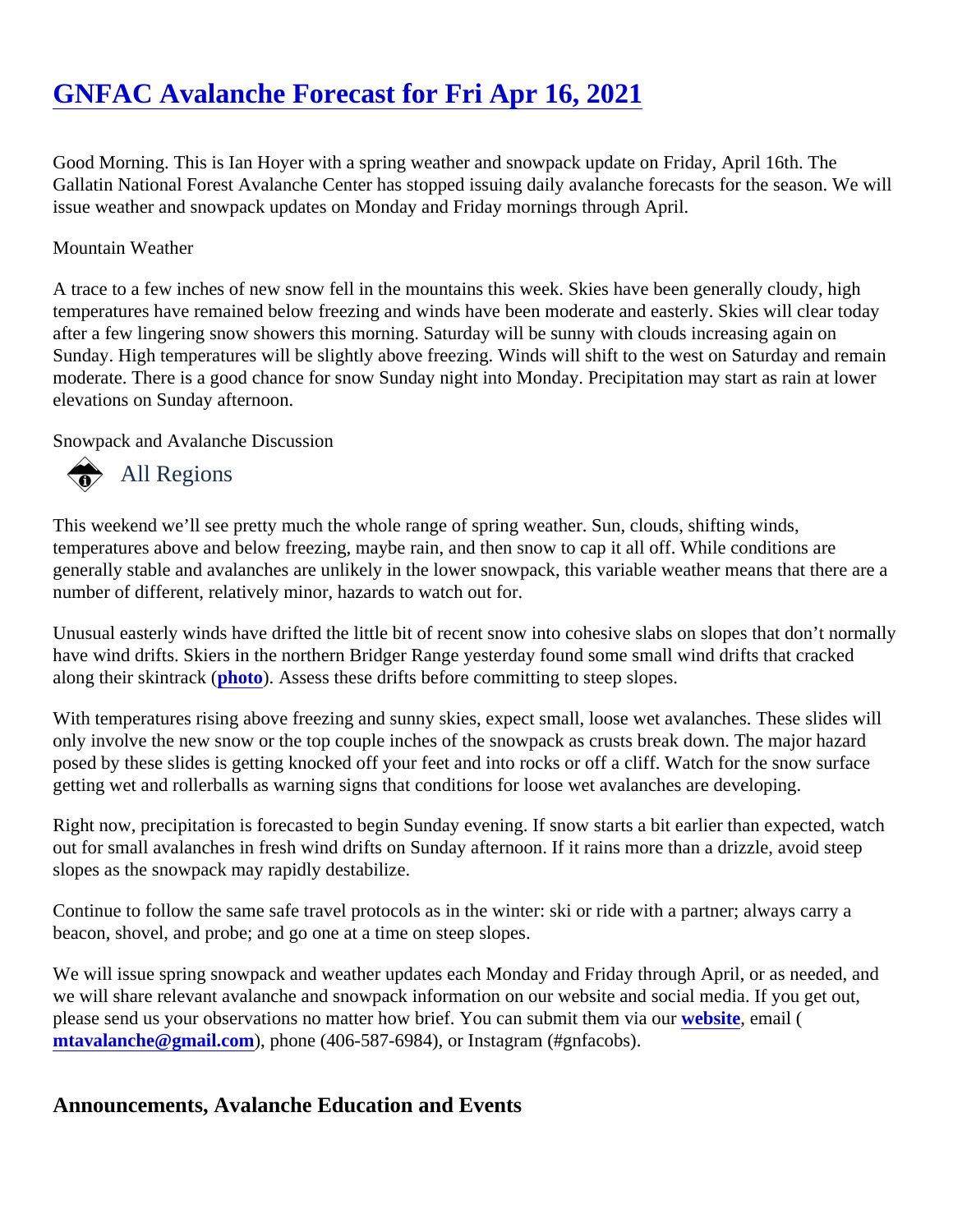# GNFAC Avalanche Forecast for Fri Apr 16, 2021

Good Morning. This is Ian Hoyer with a spring weather and snowpack update on Friday, April 16th. The Gallatin National Forest Avalanche Center has stopped issuing daily avalanche forecasts for the season. We will issue weather and snowpack updates on Monday and Friday mornings through April.

Mountain Weather

A trace to a few inches of new snow fell in the mountains this week. Skies have been generally cloudy, high temperatures have remained below freezing and winds have been moderate and easterly. Skies will clear today after a few lingering snow showers this morning. Saturday will be sunny with clouds increasing again on Sunday. High temperatures will be slightly above freezing. Winds will shift to the west on Saturday and remain moderate. There is a good chance for snow Sunday night into Monday. Precipitation may start as rain at lower elevations on Sunday afternoon.

Snowpack and Avalanche Discussion

## All Regions

This weekend we'll see pretty much the whole range of spring weather. Sun, clouds, shifting winds, temperatures above and below freezing, maybe rain, and then snow to cap it all off. While conditions are generally stable and avalanches are unlikely in the lower snowpack, this variable weather means that there are a number of different, relatively minor, hazards to watch out for.

Unusual easterly winds have drifted the little bit of recent snow into cohesive slabs on slopes that don't normally have wind drifts. Skiers in the northern Bridger Range yesterday found some small wind drifts that cracked along their skintrack (photo). Assess these drifts before committing to steep slopes.

With temperatures rising above freezing and sunny skies, expect small, loose wet avalanches. These slides will only involve the new snow or the top couple inches of the snowpack as crusts break down. The major hazard posed by these slides is getting knocked off your feet and into rocks or off a cliff. Watch for the snow surface getting wet and rollerballs as warning signs that conditions for loose wet avalanches are developing.

Right now, precipitation is forecasted to begin Sunday evening. If snow starts a bit earlier than expected, watch out for small avalanches in fresh wind drifts on Sunday afternoon. If it rains more than a drizzle, avoid steep slopes as the snowpack may rapidly destabilize.

Continue to follow the same safe travel protocols as in the winter: ski or ride with a partner; always carry a beacon, shovel, and probe; and go one at a time on steep slopes.

We will issue spring snowpack and weather updates each Monday and Friday through April, or as needed, and we will share relevant avalanche and snowpack information on our website and social media. If you get out, please send us your observations no matter how brief. You can submit them via our website, email (**mtavalanche@gmail.com**), phone (406-587-6984), or Instagram (#gnfacobs).

## Announcements, Avalanche Education and Events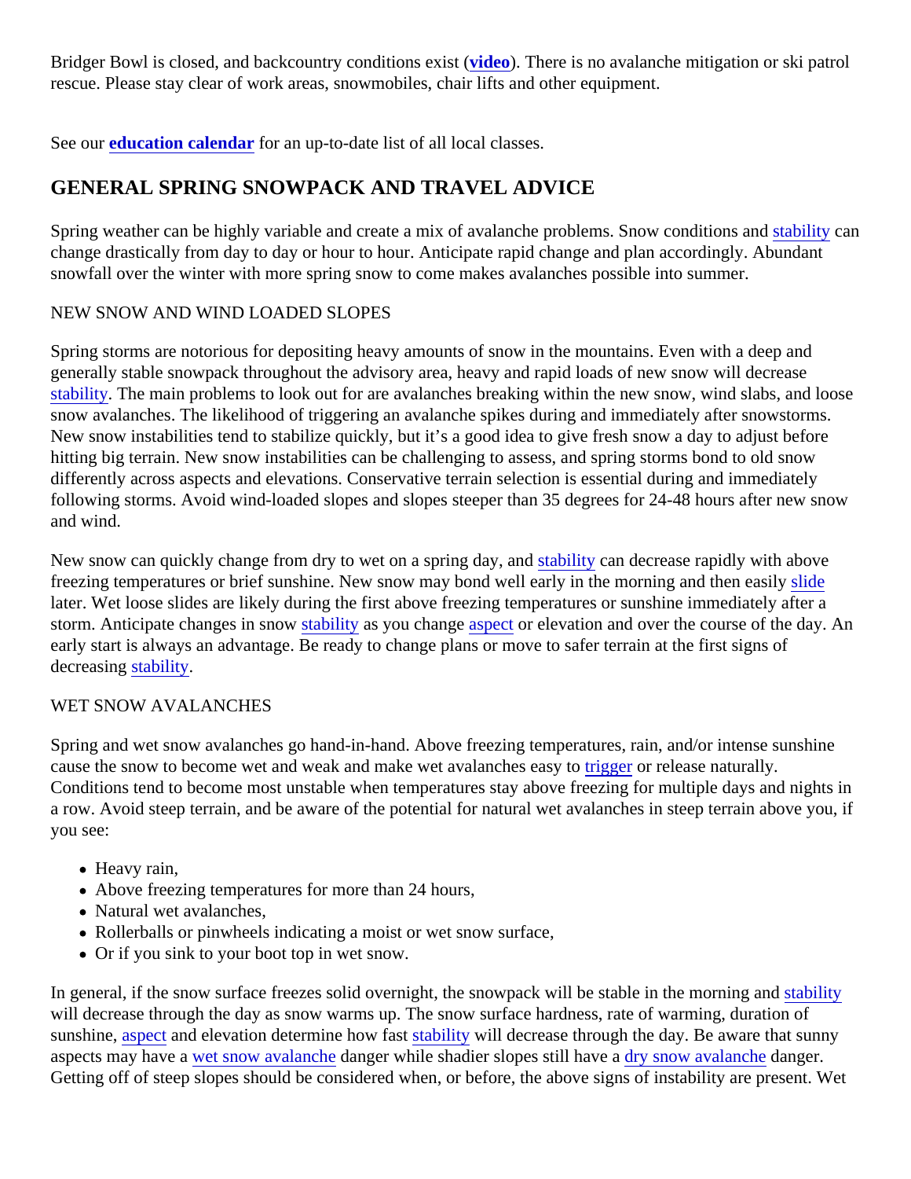Bridger Bowl is closed, and backcountry conditions exist (video). There is no avalanche mitigation or ski patrol rescue. Please stay clear of work areas, snowmobiles, chair lifts and other equipment.

See our **education calendar** for an up-to-date list of all local classes.

## GENERAL SPRING SNOWPACK AND TRAVEL ADVICE

Spring weather can be highly variable and create a mix of avalanche problems. Snow conditions and stability can change drastically from day to day or hour to hour. Anticipate rapid change and plan accordingly. Abundant snowfall over the winter with more spring snow to come makes avalanches possible into summer.

NEW SNOW AND WIND LOADED SLOPES

Spring storms are notorious for depositing heavy amounts of snow in the mountains. Even with a deep and generally stable snowpack throughout the advisory area, heavy and rapid loads of new snow will decrease stability. The main problems to look out for are avalanches breaking within the new snow, wind slabs, and loose snow avalanches. The likelihood of triggering an avalanche spikes during and immediately after snowstorms. New snow instabilities tend to stabilize quickly, but it's a good idea to give fresh snow a day to adjust before hitting big terrain. New snow instabilities can be challenging to assess, and spring storms bond to old snow differently across aspects and elevations. Conservative terrain selection is essential during and immediately following storms. Avoid wind-loaded slopes and slopes steeper than 35 degrees for 24-48 hours after new snow and wind.

New snow can quickly change from dry to wet on a spring day, and stability can decrease rapidly with above freezing temperatures or brief sunshine. New snow may bond well early in the morning and then easily slide later. Wet loose slides are likely during the first above freezing temperatures or sunshine immediately after a storm. Anticipate changes in snow stability as you change aspect or elevation and over the course of the day. An early start is always an advantage. Be ready to change plans or move to safer terrain at the first signs of decreasing stability.

WET SNOW AVALANCHES

Spring and wet snow avalanches go hand-in-hand. Above freezing temperatures, rain, and/or intense sunshine cause the snow to become wet and weak and make wet avalanches easy to trigger or release naturally. Conditions tend to become most unstable when temperatures stay above freezing for multiple days and nights in a row. Avoid steep terrain, and be aware of the potential for natural wet avalanches in steep terrain above you, if you see:

- Heavy rain,
- Above freezing temperatures for more than 24 hours,
- Natural wet avalanches,
- Rollerballs or pinwheels indicating a moist or wet snow surface,
- Or if you sink to your boot top in wet snow.

In general, if the snow surface freezes solid overnight, the snowpack will be stable in the morning and stability will decrease through the day as snow warms up. The snow surface hardness, rate of warming, duration of sunshine, aspect and elevation determine how fast stability will decrease through the day. Be aware that sunny aspects may have a wet snow avalanche danger while shadier slopes still have a dry snow avalanche danger. Getting off of steep slopes should be considered when, or before, the above signs of instability are present. Wet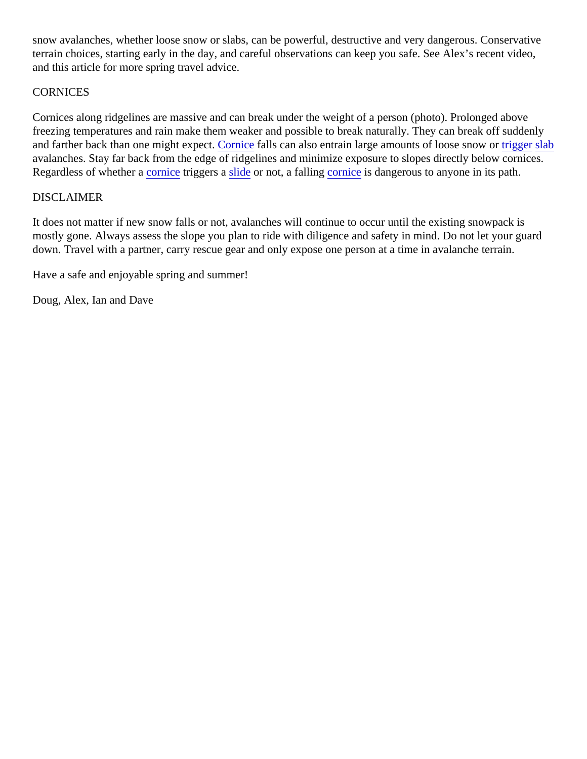snow avalanches, whether loose snow or slabs, can be powerful, destructive and very dangerous. Conservative terrain choices, starting early in the day, and careful observations can keep you safe. See Alex's recent video, and this article for more spring travel advice.

## CORNICES

Cornices along ridgelines are massive and can break under the weight of a person (photo). Prolonged above freezing temperatures and rain make them weaker and possible to break naturally. They can break off suddenly and farther back than one might expect. Cornice falls can also entrain large amounts of loose snow or trigger slab avalanches. Stay far back from the edge of ridgelines and minimize exposure to slopes directly below cornices. Regardless of whether a cornice triggers a slide or not, a falling cornice is dangerous to anyone in its path.

## DISCLAIMER

It does not matter if new snow falls or not, avalanches will continue to occur until the existing snowpack is mostly gone. Always assess the slope you plan to ride with diligence and safety in mind. Do not let your guard down. Travel with a partner, carry rescue gear and only expose one person at a time in avalanche terrain.

Have a safe and enjoyable spring and summer!

Doug, Alex, Ian and Dave